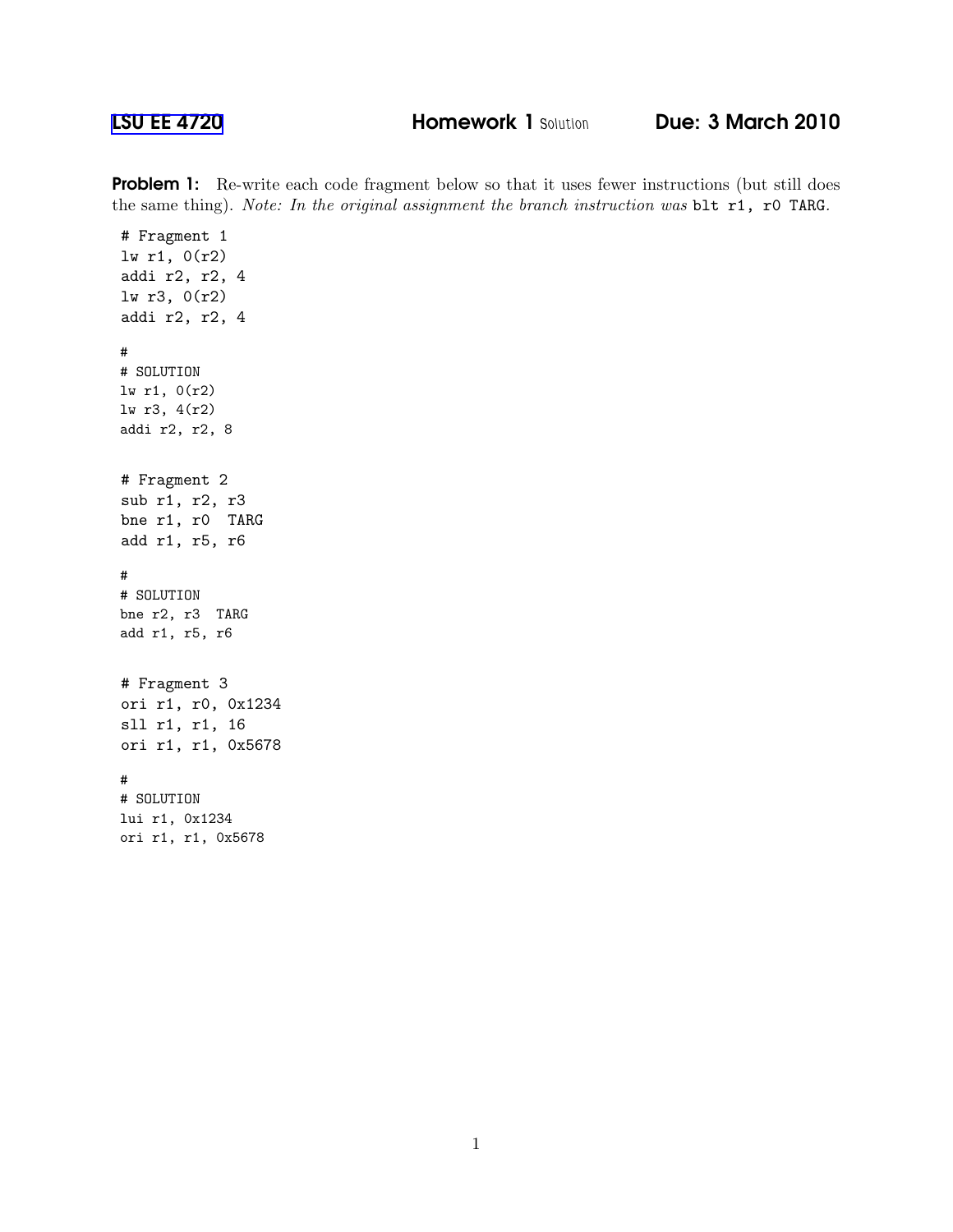[LSU EE 4720] **Homework 1** Solution **Due: 3 March 2010**

**Problem 1:** Re-write each code fragment below so that it uses fewer instructions (but still does the same thing). *Note: In the original assignment the branch instruction was* `blt r1, r0 TARG`*.*

```
# Fragment 1
lw r1, 0(r2)
addi r2, r2, 4
lw r3, 0(r2)
addi r2, r2, 4

#
# SOLUTION
lw r1, 0(r2)
lw r3, 4(r2)
addi r2, r2, 8
```

```
# Fragment 2
sub r1, r2, r3
bne r1, r0  TARG
add r1, r5, r6

#
# SOLUTION
bne r2, r3  TARG
add r1, r5, r6
```

```
# Fragment 3
ori r1, r0, 0x1234
sll r1, r1, 16
ori r1, r1, 0x5678

#
# SOLUTION
lui r1, 0x1234
ori r1, r1, 0x5678
```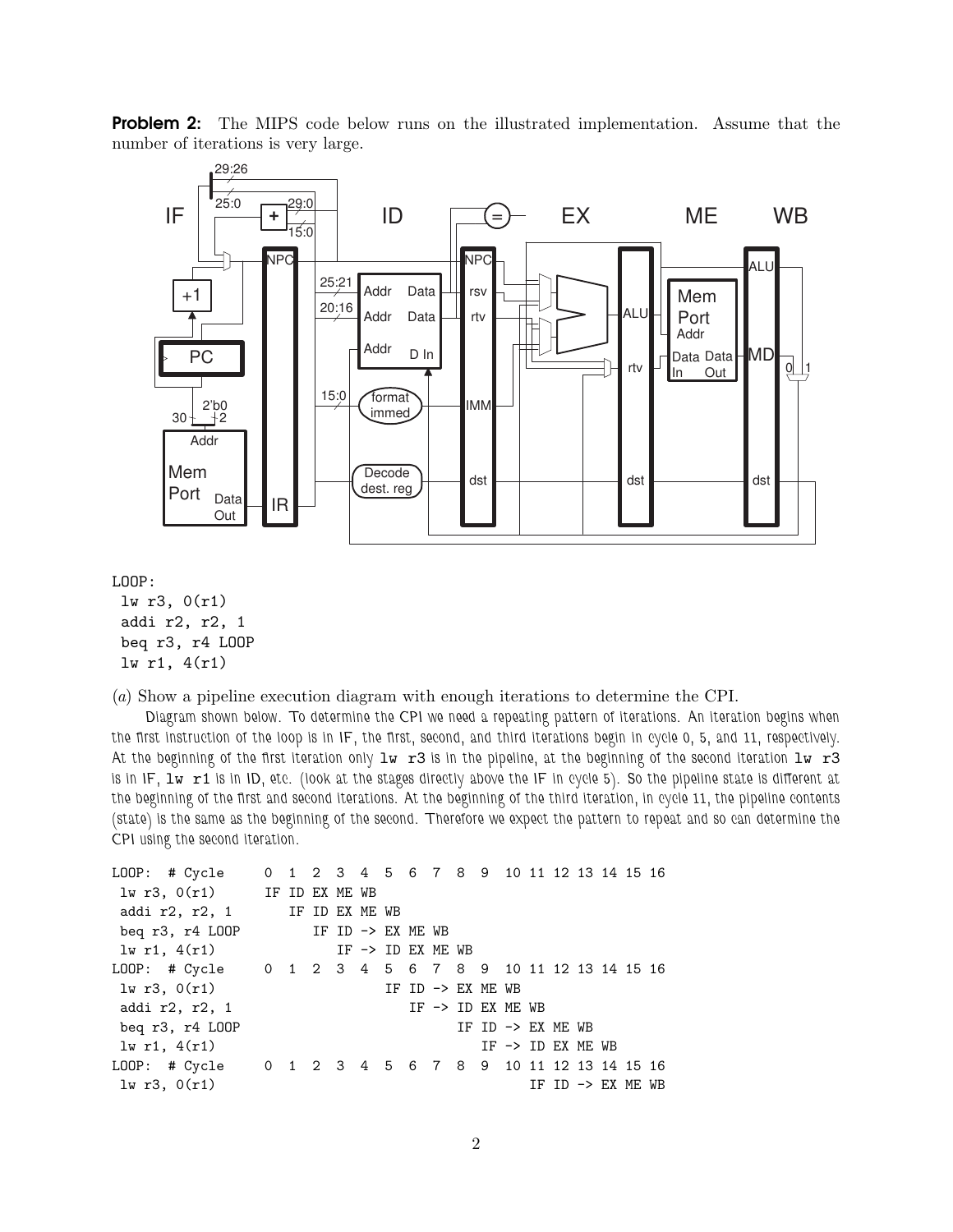**Problem 2:** The MIPS code below runs on the illustrated implementation. Assume that the number of iterations is very large.

```
LOOP:
 lw r3, 0(r1)
 addi r2, r2, 1
 beq r3, r4 LOOP
 lw r1, 4(r1)
```

(*a*) Show a pipeline execution diagram with enough iterations to determine the CPI.

Diagram shown below. To determine the CPI we need a repeating pattern of iterations. An iteration begins when the first instruction of the loop is in IF, the first, second, and third iterations begin in cycle 0, 5, and 11, respectively. At the beginning of the first iteration only `lw r3` is in the pipeline, at the beginning of the second iteration `lw r3` is in IF, `lw r1` is in ID, etc. (look at the stages directly above the IF in cycle 5). So the pipeline state is different at the beginning of the first and second iterations. At the beginning of the third iteration, in cycle 11, the pipeline contents (state) is the same as the beginning of the second. Therefore we expect the pattern to repeat and so can determine the CPI using the second iteration.

```
LOOP:  # Cycle     0  1  2  3  4  5  6  7  8  9  10 11 12 13 14 15 16
 lw r3, 0(r1)      IF ID EX ME WB
 addi r2, r2, 1       IF ID EX ME WB
 beq r3, r4 LOOP         IF ID -> EX ME WB
 lw r1, 4(r1)               IF -> ID EX ME WB
LOOP:  # Cycle     0  1  2  3  4  5  6  7  8  9  10 11 12 13 14 15 16
 lw r3, 0(r1)                     IF ID -> EX ME WB
 addi r2, r2, 1                      IF -> ID EX ME WB
 beq r3, r4 LOOP                           IF ID -> EX ME WB
 lw r1, 4(r1)                                 IF -> ID EX ME WB
LOOP:  # Cycle     0  1  2  3  4  5  6  7  8  9  10 11 12 13 14 15 16
 lw r3, 0(r1)                                       IF ID -> EX ME WB
```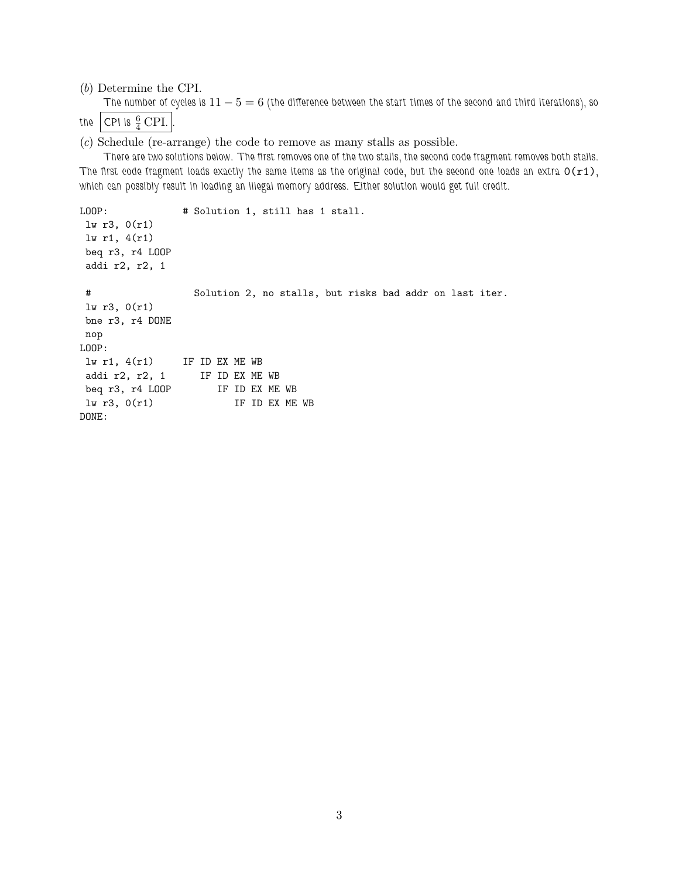(*b*) Determine the CPI.

The number of cycles is $11 - 5 = 6$ (the difference between the start times of the second and third iterations), so the CPI is $\frac{6}{4}$ CPI.

(*c*) Schedule (re-arrange) the code to remove as many stalls as possible.

There are two solutions below. The first removes one of the two stalls, the second code fragment removes both stalls. The first code fragment loads exactly the same items as the original code, but the second one loads an extra `0(r1)`, which can possibly result in loading an illegal memory address. Either solution would get full credit.

```
LOOP:             # Solution 1, still has 1 stall.
 lw r3, 0(r1)
 lw r1, 4(r1)
 beq r3, r4 LOOP
 addi r2, r2, 1

 #                  Solution 2, no stalls, but risks bad addr on last iter.
 lw r3, 0(r1)
 bne r3, r4 DONE
 nop
LOOP:
 lw r1, 4(r1)     IF ID EX ME WB
 addi r2, r2, 1      IF ID EX ME WB
 beq r3, r4 LOOP        IF ID EX ME WB
 lw r3, 0(r1)              IF ID EX ME WB
DONE:
```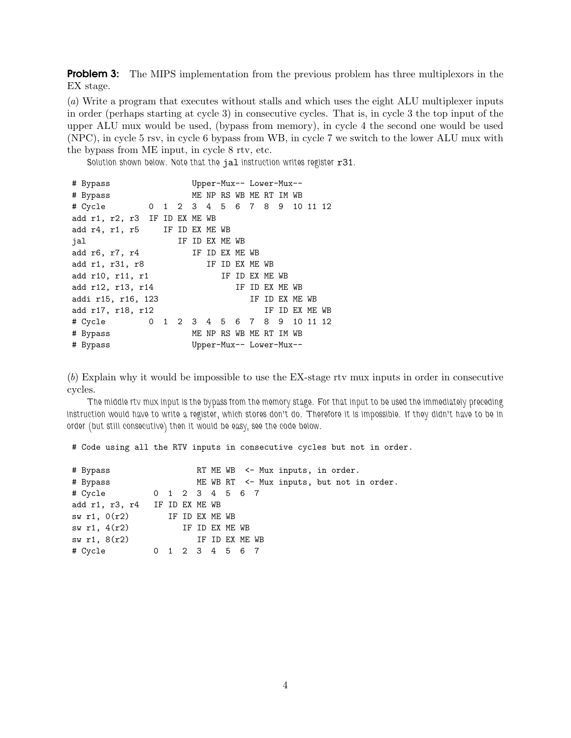**Problem 3:** The MIPS implementation from the previous problem has three multiplexors in the EX stage.

(*a*) Write a program that executes without stalls and which uses the eight ALU multiplexer inputs in order (perhaps starting at cycle 3) in consecutive cycles. That is, in cycle 3 the top input of the upper ALU mux would be used, (bypass from memory), in cycle 4 the second one would be used (NPC), in cycle 5 rsv, in cycle 6 bypass from WB, in cycle 7 we switch to the lower ALU mux with the bypass from ME input, in cycle 8 rtv, etc.

*Solution shown below. Note that the* `jal` *instruction writes register* `r31`.

```
# Bypass                 Upper-Mux-- Lower-Mux--
# Bypass                 ME NP RS WB ME RT IM WB
# Cycle         0  1  2  3  4  5  6  7  8  9  10 11 12
add r1, r2, r3  IF ID EX ME WB
add r4, r1, r5     IF ID EX ME WB
jal                   IF ID EX ME WB
add r6, r7, r4           IF ID EX ME WB
add r1, r31, r8             IF ID EX ME WB
add r10, r11, r1               IF ID EX ME WB
add r12, r13, r14                 IF ID EX ME WB
addi r15, r16, 123                   IF ID EX ME WB
add r17, r18, r12                       IF ID EX ME WB
# Cycle         0  1  2  3  4  5  6  7  8  9  10 11 12
# Bypass                 ME NP RS WB ME RT IM WB
# Bypass                 Upper-Mux-- Lower-Mux--
```

(*b*) Explain why it would be impossible to use the EX-stage rtv mux inputs in order in consecutive cycles.

*The middle rtv mux input is the bypass from the memory stage. For that input to be used the immediately preceding instruction would have to write a register, which stores don't do. Therefore it is impossible. If they didn't have to be in order (but still consecutive) then it would be easy, see the code below.*

```
# Code using all the RTV inputs in consecutive cycles but not in order.

# Bypass                  RT ME WB  <- Mux inputs, in order.
# Bypass                  ME WB RT  <- Mux inputs, but not in order.
# Cycle          0  1  2  3  4  5  6  7
add r1, r3, r4   IF ID EX ME WB
sw r1, 0(r2)        IF ID EX ME WB
sw r1, 4(r2)           IF ID EX ME WB
sw r1, 8(r2)              IF ID EX ME WB
# Cycle          0  1  2  3  4  5  6  7
```